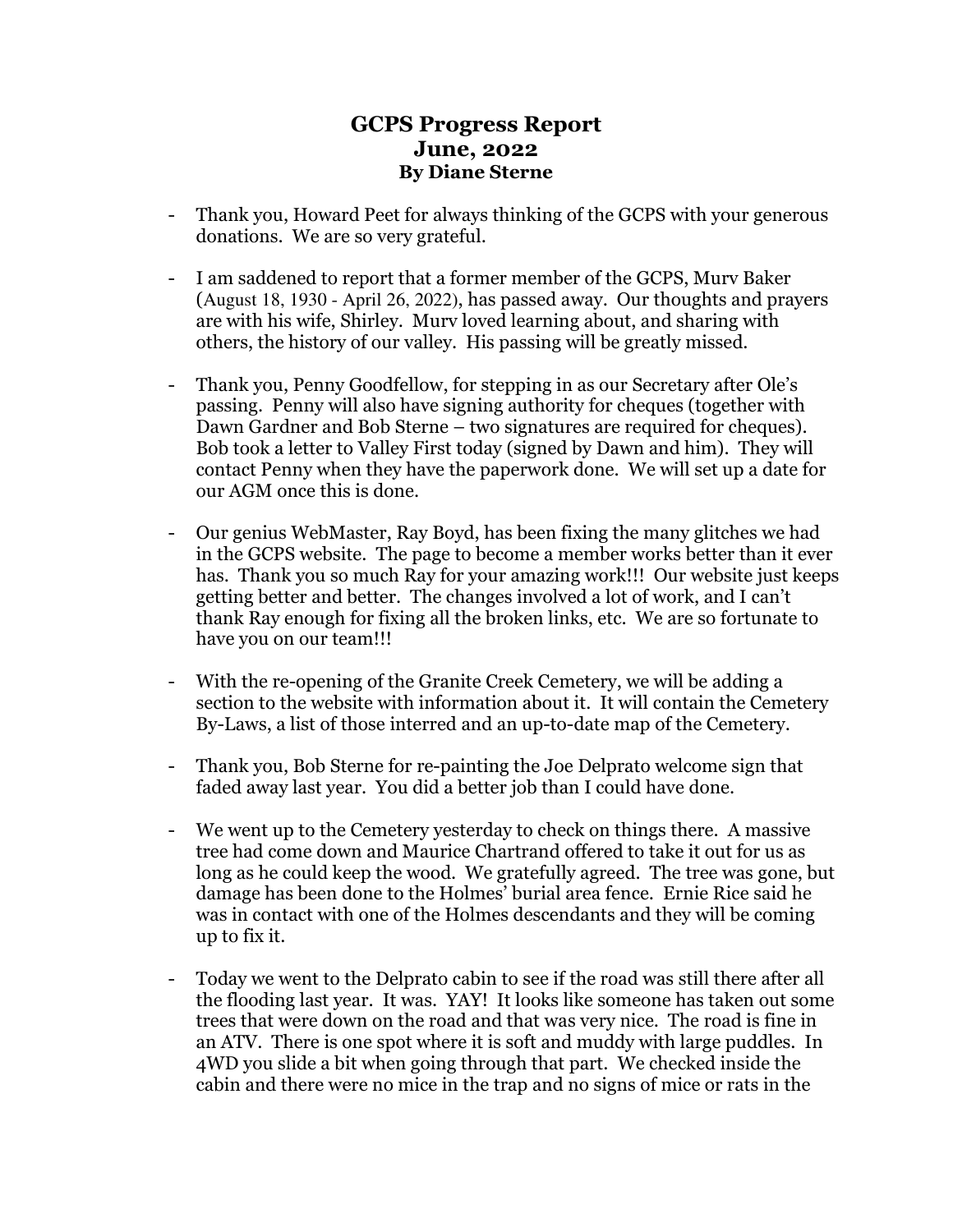# GCPS Progress Report
# June, 2022
### By Diane Sterne

- Thank you, Howard Peet for always thinking of the GCPS with your generous donations. We are so very grateful.

- I am saddened to report that a former member of the GCPS, Murv Baker (August 18, 1930 - April 26, 2022), has passed away. Our thoughts and prayers are with his wife, Shirley. Murv loved learning about, and sharing with others, the history of our valley. His passing will be greatly missed.

- Thank you, Penny Goodfellow, for stepping in as our Secretary after Ole's passing. Penny will also have signing authority for cheques (together with Dawn Gardner and Bob Sterne – two signatures are required for cheques). Bob took a letter to Valley First today (signed by Dawn and him). They will contact Penny when they have the paperwork done. We will set up a date for our AGM once this is done.

- Our genius WebMaster, Ray Boyd, has been fixing the many glitches we had in the GCPS website. The page to become a member works better than it ever has. Thank you so much Ray for your amazing work!!! Our website just keeps getting better and better. The changes involved a lot of work, and I can't thank Ray enough for fixing all the broken links, etc. We are so fortunate to have you on our team!!!

- With the re-opening of the Granite Creek Cemetery, we will be adding a section to the website with information about it. It will contain the Cemetery By-Laws, a list of those interred and an up-to-date map of the Cemetery.

- Thank you, Bob Sterne for re-painting the Joe Delprato welcome sign that faded away last year. You did a better job than I could have done.

- We went up to the Cemetery yesterday to check on things there. A massive tree had come down and Maurice Chartrand offered to take it out for us as long as he could keep the wood. We gratefully agreed. The tree was gone, but damage has been done to the Holmes' burial area fence. Ernie Rice said he was in contact with one of the Holmes descendants and they will be coming up to fix it.

- Today we went to the Delprato cabin to see if the road was still there after all the flooding last year. It was. YAY! It looks like someone has taken out some trees that were down on the road and that was very nice. The road is fine in an ATV. There is one spot where it is soft and muddy with large puddles. In 4WD you slide a bit when going through that part. We checked inside the cabin and there were no mice in the trap and no signs of mice or rats in the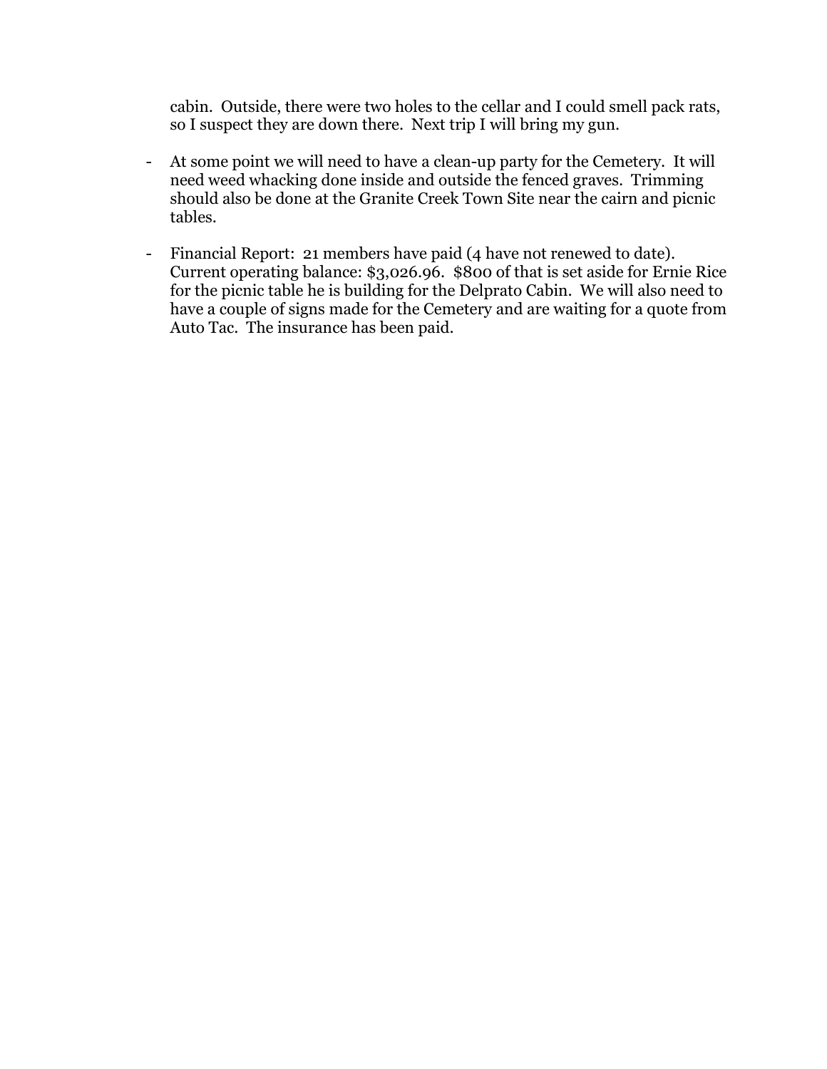cabin. Outside, there were two holes to the cellar and I could smell pack rats, so I suspect they are down there. Next trip I will bring my gun.

- At some point we will need to have a clean-up party for the Cemetery. It will need weed whacking done inside and outside the fenced graves. Trimming should also be done at the Granite Creek Town Site near the cairn and picnic tables.

- Financial Report: 21 members have paid (4 have not renewed to date). Current operating balance: $3,026.96. $800 of that is set aside for Ernie Rice for the picnic table he is building for the Delprato Cabin. We will also need to have a couple of signs made for the Cemetery and are waiting for a quote from Auto Tac. The insurance has been paid.